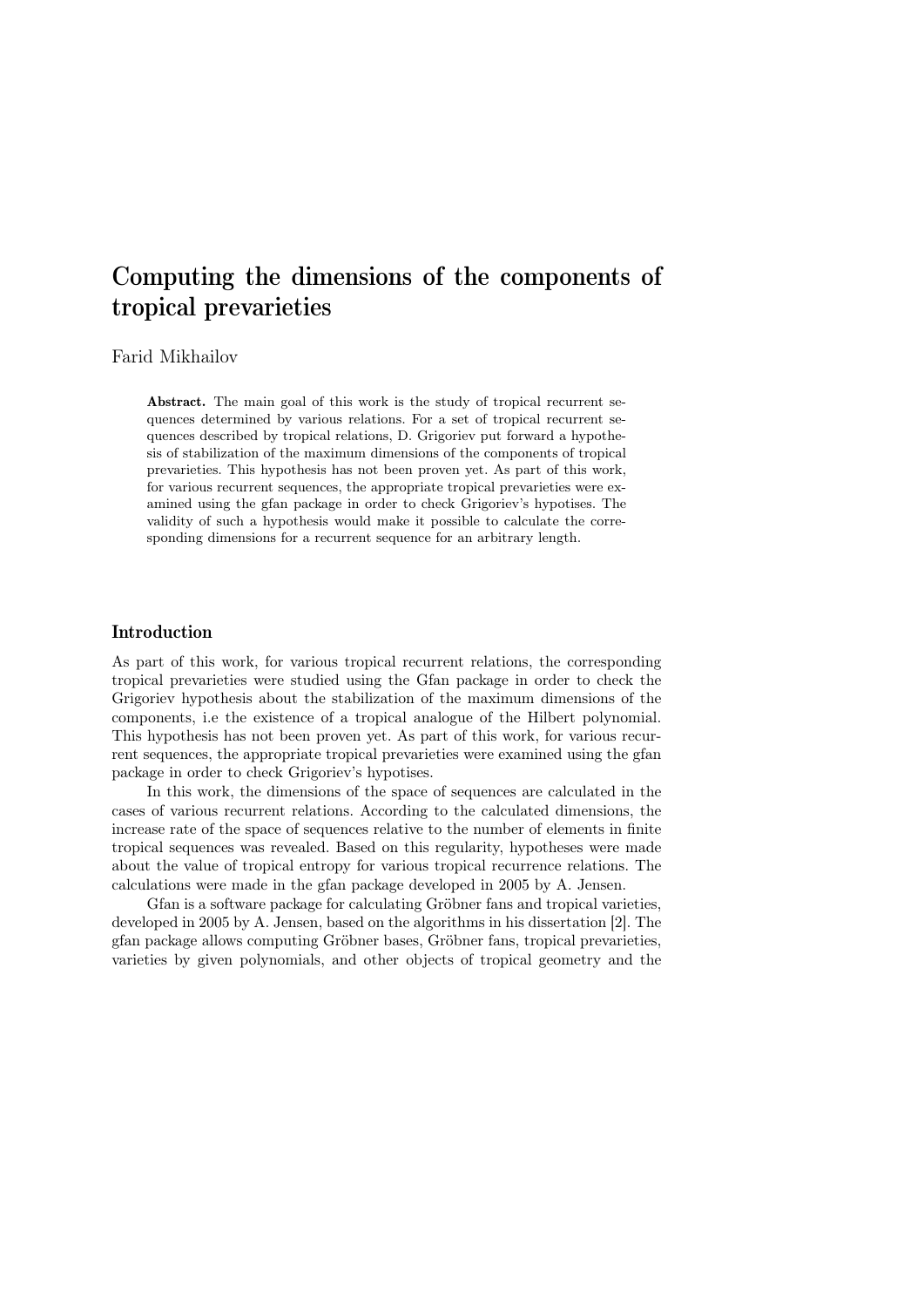# Computing the dimensions of the components of tropical prevarieties

Farid Mikhailov

**Abstract.** The main goal of this work is the study of tropical recurrent sequences determined by various relations. For a set of tropical recurrent sequences described by tropical relations, D. Grigoriev put forward a hypothesis of stabilization of the maximum dimensions of the components of tropical prevarieties. This hypothesis has not been proven yet. As part of this work, for various recurrent sequences, the appropriate tropical prevarieties were examined using the gfan package in order to check Grigoriev's hypotises. The validity of such a hypothesis would make it possible to calculate the corresponding dimensions for a recurrent sequence for an arbitrary length.

## Introduction

As part of this work, for various tropical recurrent relations, the corresponding tropical prevarieties were studied using the Gfan package in order to check the Grigoriev hypothesis about the stabilization of the maximum dimensions of the components, i.e the existence of a tropical analogue of the Hilbert polynomial. This hypothesis has not been proven yet. As part of this work, for various recurrent sequences, the appropriate tropical prevarieties were examined using the gfan package in order to check Grigoriev's hypotises.

In this work, the dimensions of the space of sequences are calculated in the cases of various recurrent relations. According to the calculated dimensions, the increase rate of the space of sequences relative to the number of elements in finite tropical sequences was revealed. Based on this regularity, hypotheses were made about the value of tropical entropy for various tropical recurrence relations. The calculations were made in the gfan package developed in 2005 by A. Jensen.

Gfan is a software package for calculating Gröbner fans and tropical varieties, developed in 2005 by A. Jensen, based on the algorithms in his dissertation [2]. The gfan package allows computing Gröbner bases, Gröbner fans, tropical prevarieties, varieties by given polynomials, and other objects of tropical geometry and the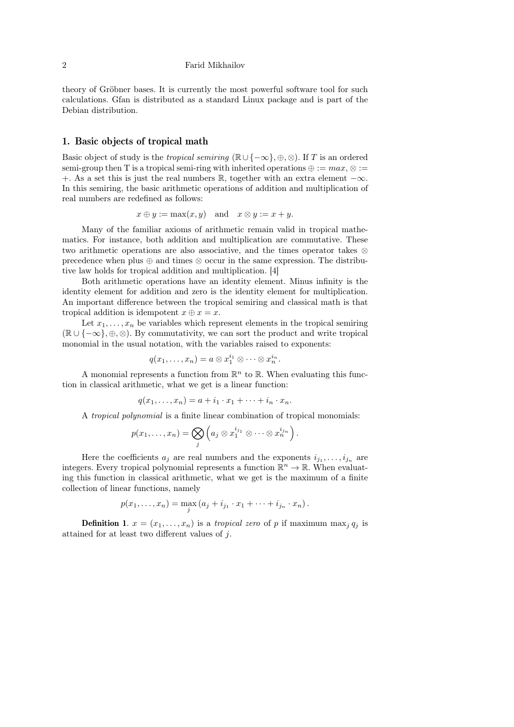theory of Gröbner bases. It is currently the most powerful software tool for such calculations. Gfan is distributed as a standard Linux package and is part of the Debian distribution.

## 1. Basic objects of tropical math

Basic object of study is the *tropical semiring* $(\mathbb{R} \cup \{-\infty\}, \oplus, \otimes)$. If $T$ is an ordered semi-group then T is a tropical semi-ring with inherited operations $\oplus := max$, $\otimes :=$ $+$. As a set this is just the real numbers $\mathbb{R}$, together with an extra element $-\infty$. In this semiring, the basic arithmetic operations of addition and multiplication of real numbers are redefined as follows:

$$x \oplus y := \max(x, y) \quad \text{and} \quad x \otimes y := x + y.$$

Many of the familiar axioms of arithmetic remain valid in tropical mathematics. For instance, both addition and multiplication are commutative. These two arithmetic operations are also associative, and the times operator takes $\otimes$ precedence when plus $\oplus$ and times $\otimes$ occur in the same expression. The distributive law holds for tropical addition and multiplication. [4]

Both arithmetic operations have an identity element. Minus infinity is the identity element for addition and zero is the identity element for multiplication. An important difference between the tropical semiring and classical math is that tropical addition is idempotent $x \oplus x = x$.

Let $x_1, \ldots, x_n$ be variables which represent elements in the tropical semiring $(\mathbb{R} \cup \{-\infty\}, \oplus, \otimes)$. By commutativity, we can sort the product and write tropical monomial in the usual notation, with the variables raised to exponents:

$$q(x_1, \ldots, x_n) = a \otimes x_1^{i_1} \otimes \cdots \otimes x_n^{i_n}.$$

A monomial represents a function from $\mathbb{R}^n$ to $\mathbb{R}$. When evaluating this function in classical arithmetic, what we get is a linear function:

$$q(x_1, \ldots, x_n) = a + i_1 \cdot x_1 + \cdots + i_n \cdot x_n.$$

A *tropical polynomial* is a finite linear combination of tropical monomials:

$$p(x_1, \ldots, x_n) = \bigotimes_j \left( a_j \otimes x_1^{i_{j_1}} \otimes \cdots \otimes x_n^{i_{j_n}} \right).$$

Here the coefficients $a_j$ are real numbers and the exponents $i_{j_1}, \ldots, i_{j_n}$ are integers. Every tropical polynomial represents a function $\mathbb{R}^n \to \mathbb{R}$. When evaluating this function in classical arithmetic, what we get is the maximum of a finite collection of linear functions, namely

$$p(x_1, \ldots, x_n) = \max_j \left( a_j + i_{j_1} \cdot x_1 + \cdots + i_{j_n} \cdot x_n \right).$$

**Definition 1**. $x = (x_1, \ldots, x_n)$ is a *tropical zero* of $p$ if maximum $\max_j q_j$ is attained for at least two different values of $j$.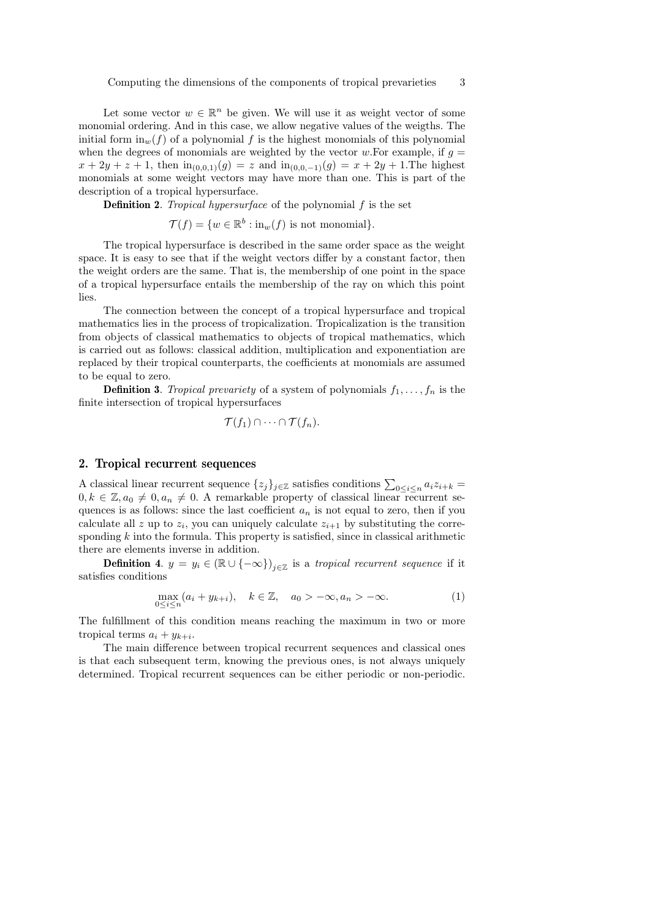Let some vector $w \in \mathbb{R}^n$ be given. We will use it as weight vector of some monomial ordering. And in this case, we allow negative values of the weigths. The initial form $\text{in}_w(f)$ of a polynomial $f$ is the highest monomials of this polynomial when the degrees of monomials are weighted by the vector $w$.For example, if $g = x + 2y + z + 1$, then $\text{in}_{(0,0,1)}(g) = z$ and $\text{in}_{(0,0,-1)}(g) = x + 2y + 1$.The highest monomials at some weight vectors may have more than one. This is part of the description of a tropical hypersurface.

**Definition 2**. *Tropical hypersurface* of the polynomial $f$ is the set

$$\mathcal{T}(f) = \{w \in \mathbb{R}^b : \text{in}_w(f) \text{ is not monomial}\}.$$

The tropical hypersurface is described in the same order space as the weight space. It is easy to see that if the weight vectors differ by a constant factor, then the weight orders are the same. That is, the membership of one point in the space of a tropical hypersurface entails the membership of the ray on which this point lies.

The connection between the concept of a tropical hypersurface and tropical mathematics lies in the process of tropicalization. Tropicalization is the transition from objects of classical mathematics to objects of tropical mathematics, which is carried out as follows: classical addition, multiplication and exponentiation are replaced by their tropical counterparts, the coefficients at monomials are assumed to be equal to zero.

**Definition 3**. *Tropical prevariety* of a system of polynomials $f_1, \ldots, f_n$ is the finite intersection of tropical hypersurfaces

$$\mathcal{T}(f_1) \cap \cdots \cap \mathcal{T}(f_n).$$

## 2. Tropical recurrent sequences

A classical linear recurrent sequence $\{z_j\}_{j\in\mathbb{Z}}$ satisfies conditions $\sum_{0\leq i\leq n} a_i z_{i+k} = 0, k \in \mathbb{Z}, a_0 \neq 0, a_n \neq 0$. A remarkable property of classical linear recurrent sequences is as follows: since the last coefficient $a_n$ is not equal to zero, then if you calculate all $z$ up to $z_i$, you can uniquely calculate $z_{i+1}$ by substituting the corresponding $k$ into the formula. This property is satisfied, since in classical arithmetic there are elements inverse in addition.

**Definition 4**. $y = y_i \in (\mathbb{R} \cup \{-\infty\})_{j\in\mathbb{Z}}$ is a *tropical recurrent sequence* if it satisfies conditions

$$\max_{0\leq i\leq n} (a_i + y_{k+i}), \quad k \in \mathbb{Z}, \quad a_0 > -\infty, a_n > -\infty. \tag{1}$$

The fulfillment of this condition means reaching the maximum in two or more tropical terms $a_i + y_{k+i}$.

The main difference between tropical recurrent sequences and classical ones is that each subsequent term, knowing the previous ones, is not always uniquely determined. Tropical recurrent sequences can be either periodic or non-periodic.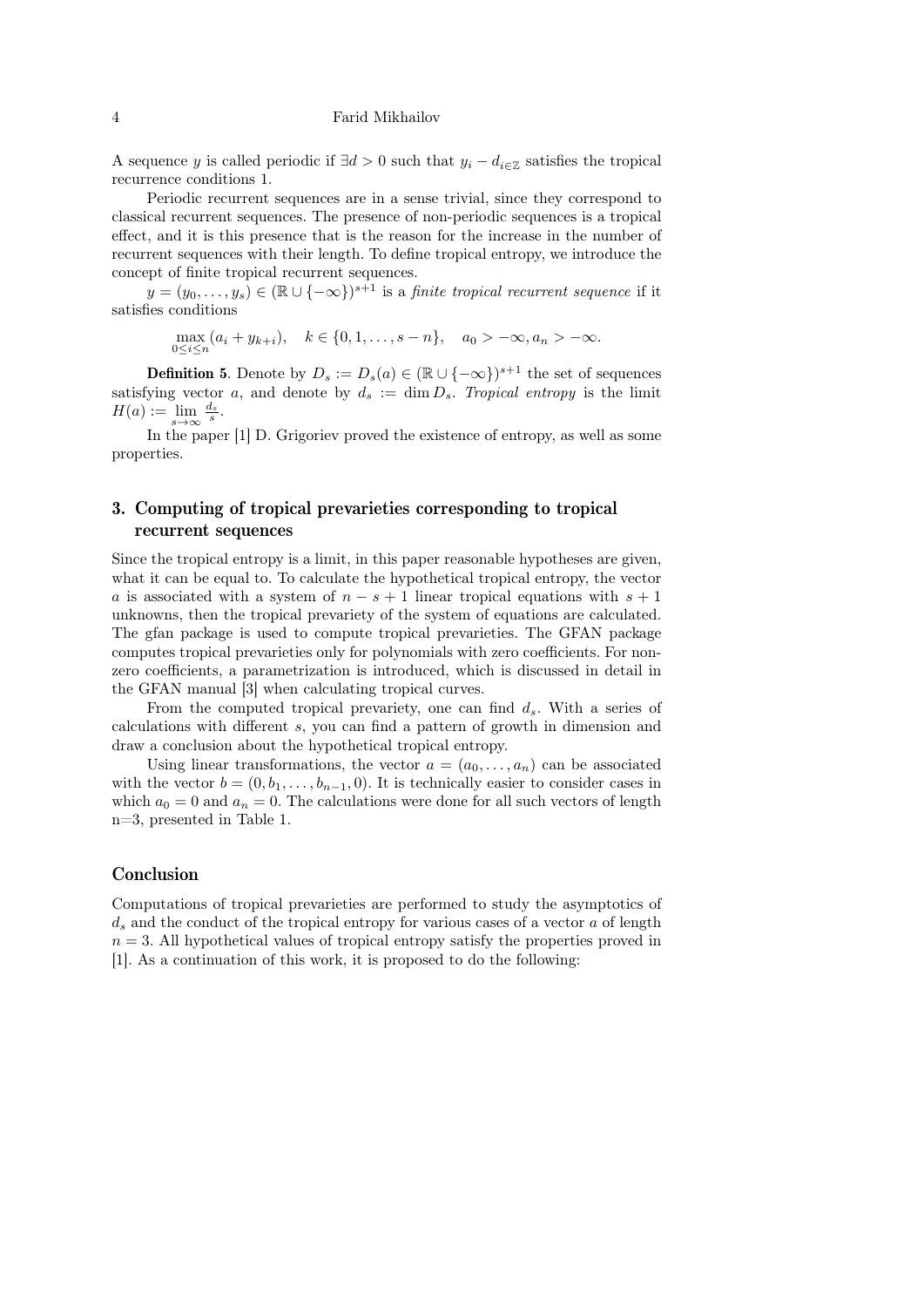A sequence $y$ is called periodic if $\exists d > 0$ such that $y_i - d_{i \in \mathbb{Z}}$ satisfies the tropical recurrence conditions 1.

Periodic recurrent sequences are in a sense trivial, since they correspond to classical recurrent sequences. The presence of non-periodic sequences is a tropical effect, and it is this presence that is the reason for the increase in the number of recurrent sequences with their length. To define tropical entropy, we introduce the concept of finite tropical recurrent sequences.

$y = (y_0, \ldots, y_s) \in (\mathbb{R} \cup \{-\infty\})^{s+1}$ is a *finite tropical recurrent sequence* if it satisfies conditions

$$\max_{0 \leq i \leq n} (a_i + y_{k+i}), \quad k \in \{0, 1, \ldots, s-n\}, \quad a_0 > -\infty, a_n > -\infty.$$

**Definition 5**. Denote by $D_s := D_s(a) \in (\mathbb{R} \cup \{-\infty\})^{s+1}$ the set of sequences satisfying vector $a$, and denote by $d_s := \dim D_s$. *Tropical entropy* is the limit $H(a) := \lim\limits_{s \to \infty} \frac{d_s}{s}$.

In the paper [1] D. Grigoriev proved the existence of entropy, as well as some properties.

## 3. Computing of tropical prevarieties corresponding to tropical recurrent sequences

Since the tropical entropy is a limit, in this paper reasonable hypotheses are given, what it can be equal to. To calculate the hypothetical tropical entropy, the vector $a$ is associated with a system of $n - s + 1$ linear tropical equations with $s + 1$ unknowns, then the tropical prevariety of the system of equations are calculated. The gfan package is used to compute tropical prevarieties. The GFAN package computes tropical prevarieties only for polynomials with zero coefficients. For non-zero coefficients, a parametrization is introduced, which is discussed in detail in the GFAN manual [3] when calculating tropical curves.

From the computed tropical prevariety, one can find $d_s$. With a series of calculations with different $s$, you can find a pattern of growth in dimension and draw a conclusion about the hypothetical tropical entropy.

Using linear transformations, the vector $a = (a_0, \ldots, a_n)$ can be associated with the vector $b = (0, b_1, \ldots, b_{n-1}, 0)$. It is technically easier to consider cases in which $a_0 = 0$ and $a_n = 0$. The calculations were done for all such vectors of length n=3, presented in Table 1.

## Conclusion

Computations of tropical prevarieties are performed to study the asymptotics of $d_s$ and the conduct of the tropical entropy for various cases of a vector $a$ of length $n = 3$. All hypothetical values of tropical entropy satisfy the properties proved in [1]. As a continuation of this work, it is proposed to do the following: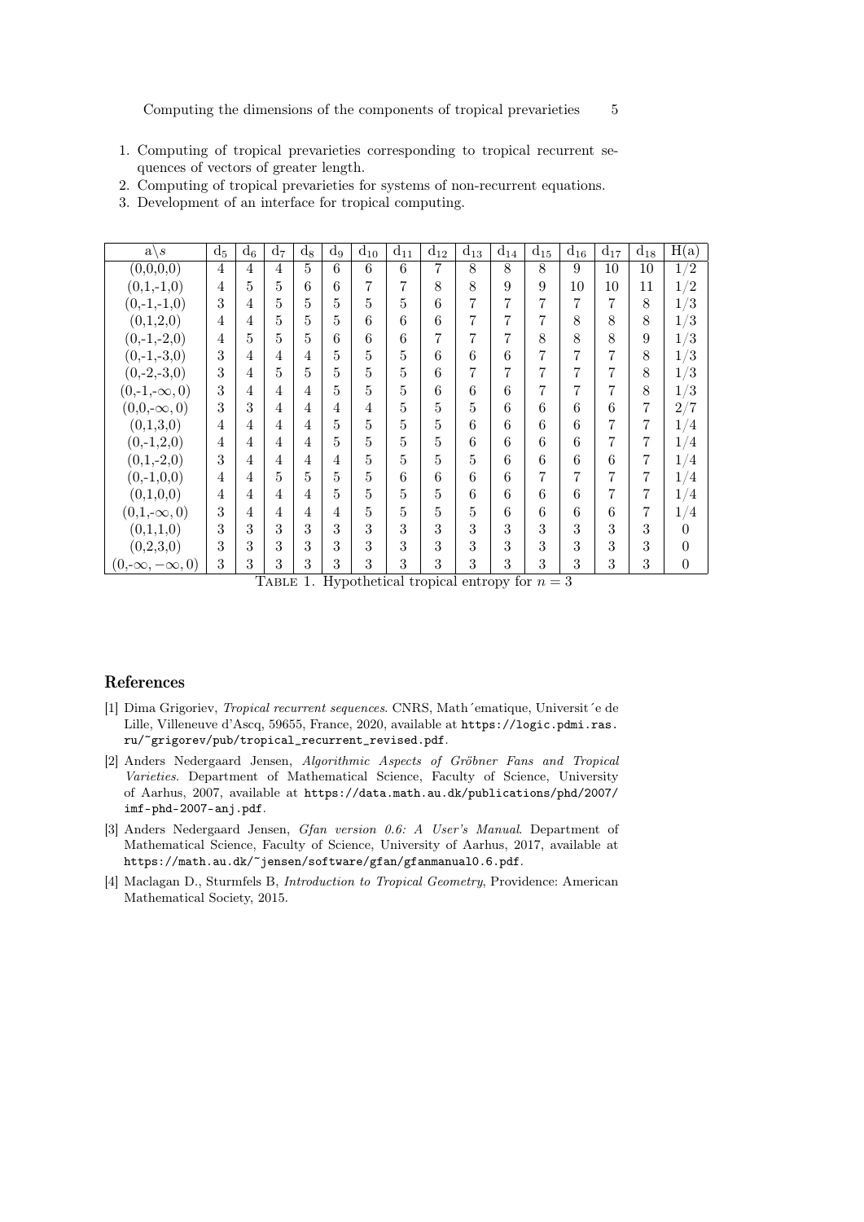1. Computing of tropical prevarieties corresponding to tropical recurrent sequences of vectors of greater length.
2. Computing of tropical prevarieties for systems of non-recurrent equations.
3. Development of an interface for tropical computing.

| a\s | $d_5$ | $d_6$ | $d_7$ | $d_8$ | $d_9$ | $d_{10}$ | $d_{11}$ | $d_{12}$ | $d_{13}$ | $d_{14}$ | $d_{15}$ | $d_{16}$ | $d_{17}$ | $d_{18}$ | H(a) |
|---|---|---|---|---|---|---|---|---|---|---|---|---|---|---|---|
| (0,0,0,0) | 4 | 4 | 4 | 5 | 6 | 6 | 6 | 7 | 8 | 8 | 8 | 9 | 10 | 10 | 1/2 |
| (0,1,-1,0) | 4 | 5 | 5 | 6 | 6 | 7 | 7 | 8 | 8 | 9 | 9 | 10 | 10 | 11 | 1/2 |
| (0,-1,-1,0) | 3 | 4 | 5 | 5 | 5 | 5 | 5 | 6 | 7 | 7 | 7 | 7 | 7 | 8 | 1/3 |
| (0,1,2,0) | 4 | 4 | 5 | 5 | 5 | 6 | 6 | 6 | 7 | 7 | 7 | 8 | 8 | 8 | 1/3 |
| (0,-1,-2,0) | 4 | 5 | 5 | 5 | 6 | 6 | 6 | 7 | 7 | 7 | 8 | 8 | 8 | 9 | 1/3 |
| (0,-1,-3,0) | 3 | 4 | 4 | 4 | 5 | 5 | 5 | 6 | 6 | 6 | 7 | 7 | 7 | 8 | 1/3 |
| (0,-2,-3,0) | 3 | 4 | 5 | 5 | 5 | 5 | 5 | 6 | 7 | 7 | 7 | 7 | 7 | 8 | 1/3 |
| (0,-1,$-\infty$,0) | 3 | 4 | 4 | 4 | 5 | 5 | 5 | 6 | 6 | 6 | 7 | 7 | 7 | 8 | 1/3 |
| (0,0,$-\infty$,0) | 3 | 3 | 4 | 4 | 4 | 4 | 5 | 5 | 5 | 6 | 6 | 6 | 6 | 7 | 2/7 |
| (0,1,3,0) | 4 | 4 | 4 | 4 | 5 | 5 | 5 | 5 | 6 | 6 | 6 | 6 | 7 | 7 | 1/4 |
| (0,-1,2,0) | 4 | 4 | 4 | 4 | 5 | 5 | 5 | 5 | 6 | 6 | 6 | 6 | 7 | 7 | 1/4 |
| (0,1,-2,0) | 3 | 4 | 4 | 4 | 4 | 5 | 5 | 5 | 5 | 6 | 6 | 6 | 6 | 7 | 1/4 |
| (0,-1,0,0) | 4 | 4 | 5 | 5 | 5 | 5 | 6 | 6 | 6 | 6 | 7 | 7 | 7 | 7 | 1/4 |
| (0,1,0,0) | 4 | 4 | 4 | 4 | 5 | 5 | 5 | 5 | 6 | 6 | 6 | 6 | 7 | 7 | 1/4 |
| (0,1,$-\infty$,0) | 3 | 4 | 4 | 4 | 4 | 5 | 5 | 5 | 5 | 6 | 6 | 6 | 6 | 7 | 1/4 |
| (0,1,1,0) | 3 | 3 | 3 | 3 | 3 | 3 | 3 | 3 | 3 | 3 | 3 | 3 | 3 | 3 | 0 |
| (0,2,3,0) | 3 | 3 | 3 | 3 | 3 | 3 | 3 | 3 | 3 | 3 | 3 | 3 | 3 | 3 | 0 |
| (0,$-\infty$,$-\infty$,0) | 3 | 3 | 3 | 3 | 3 | 3 | 3 | 3 | 3 | 3 | 3 | 3 | 3 | 3 | 0 |

Table 1. Hypothetical tropical entropy for $n = 3$

## References

[1] Dima Grigoriev, *Tropical recurrent sequences*. CNRS, Math´ematique, Universit´e de Lille, Villeneuve d'Ascq, 59655, France, 2020, available at https://logic.pdmi.ras.ru/~grigorev/pub/tropical_recurrent_revised.pdf.

[2] Anders Nedergaard Jensen, *Algorithmic Aspects of Gröbner Fans and Tropical Varieties*. Department of Mathematical Science, Faculty of Science, University of Aarhus, 2007, available at https://data.math.au.dk/publications/phd/2007/imf-phd-2007-anj.pdf.

[3] Anders Nedergaard Jensen, *Gfan version 0.6: A User's Manual*. Department of Mathematical Science, Faculty of Science, University of Aarhus, 2017, available at https://math.au.dk/~jensen/software/gfan/gfanmanual0.6.pdf.

[4] Maclagan D., Sturmfels B, *Introduction to Tropical Geometry*, Providence: American Mathematical Society, 2015.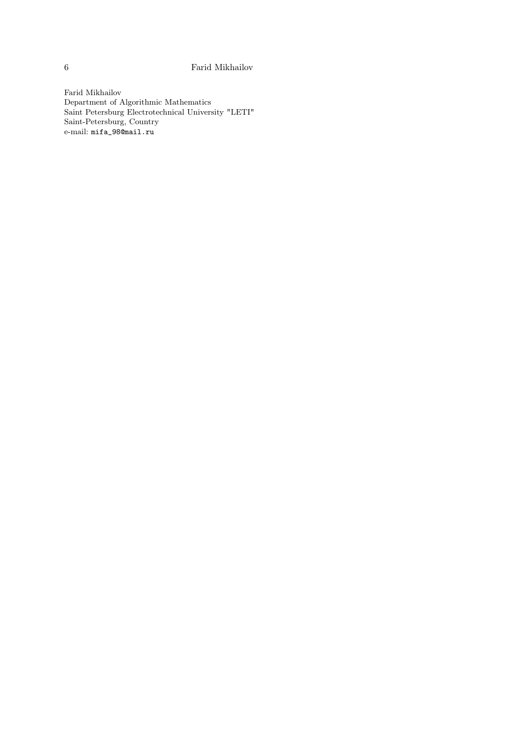Farid Mikhailov
Department of Algorithmic Mathematics
Saint Petersburg Electrotechnical University "LETI"
Saint-Petersburg, Country
e-mail: `mifa_98@mail.ru`